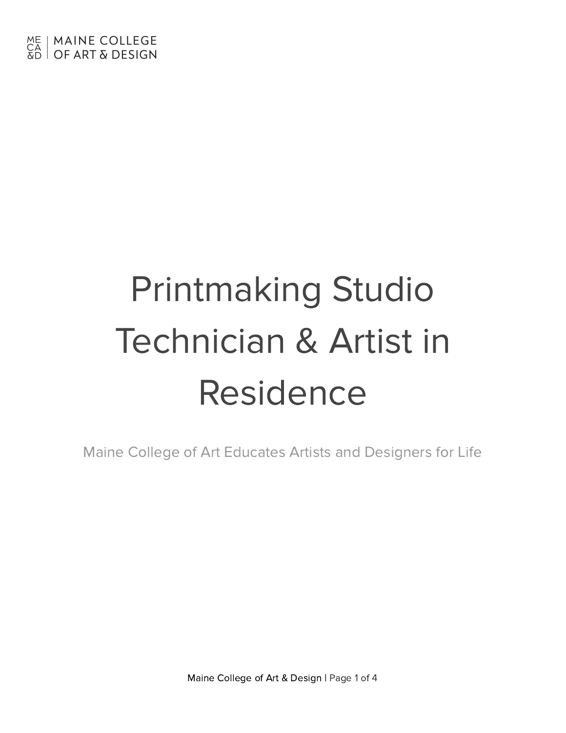MAINE COLLEGE OF ART & DESIGN

# Printmaking Studio Technician & Artist in Residence

Maine College of Art Educates Artists and Designers for Life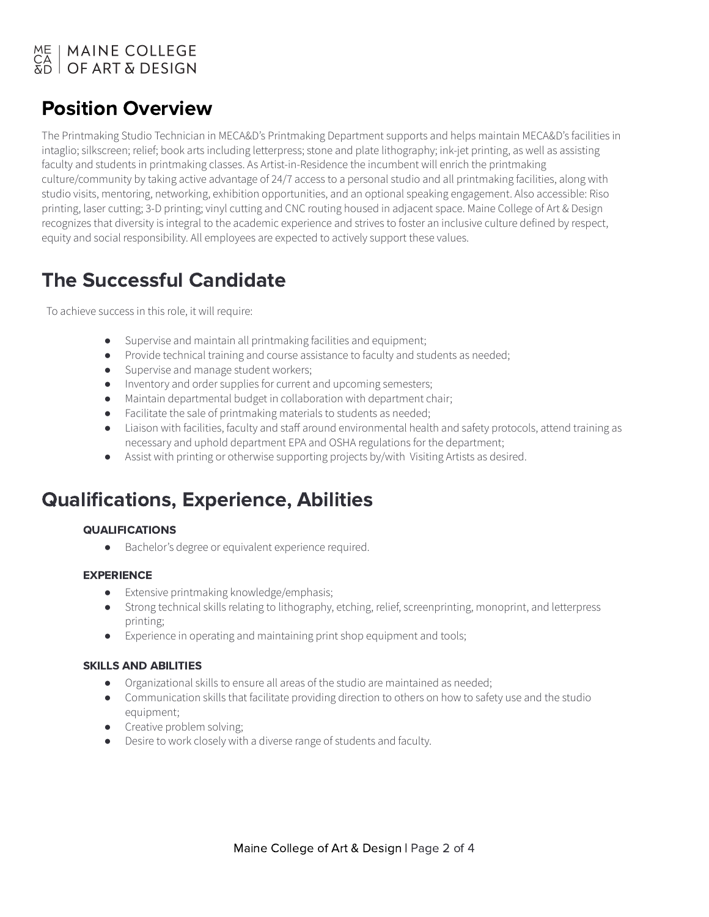## Position Overview

The Printmaking Studio Technician in MECA&D's Printmaking Department supports and helps maintain MECA&D's facilities in intaglio; silkscreen; relief; book arts including letterpress; stone and plate lithography; ink-jet printing, as well as assisting faculty and students in printmaking classes. As Artist-in-Residence the incumbent will enrich the printmaking culture/community by taking active advantage of 24/7 access to a personal studio and all printmaking facilities, along with studio visits, mentoring, networking, exhibition opportunities, and an optional speaking engagement. Also accessible: Riso printing, laser cutting; 3-D printing; vinyl cutting and CNC routing housed in adjacent space. Maine College of Art & Design recognizes that diversity is integral to the academic experience and strives to foster an inclusive culture defined by respect, equity and social responsibility. All employees are expected to actively support these values.

## The Successful Candidate

To achieve success in this role, it will require:

- Supervise and maintain all printmaking facilities and equipment;
- Provide technical training and course assistance to faculty and students as needed;
- Supervise and manage student workers;
- Inventory and order supplies for current and upcoming semesters;
- Maintain departmental budget in collaboration with department chair;
- Facilitate the sale of printmaking materials to students as needed;
- Liaison with facilities, faculty and staff around environmental health and safety protocols, attend training as necessary and uphold department EPA and OSHA regulations for the department;
- Assist with printing or otherwise supporting projects by/with Visiting Artists as desired.

## Qualifications, Experience, Abilities

#### QUALIFICATIONS

- Bachelor's degree or equivalent experience required.

#### EXPERIENCE

- Extensive printmaking knowledge/emphasis;
- Strong technical skills relating to lithography, etching, relief, screenprinting, monoprint, and letterpress printing;
- Experience in operating and maintaining print shop equipment and tools;

#### SKILLS AND ABILITIES

- Organizational skills to ensure all areas of the studio are maintained as needed;
- Communication skills that facilitate providing direction to others on how to safety use and the studio equipment;
- Creative problem solving;
- Desire to work closely with a diverse range of students and faculty.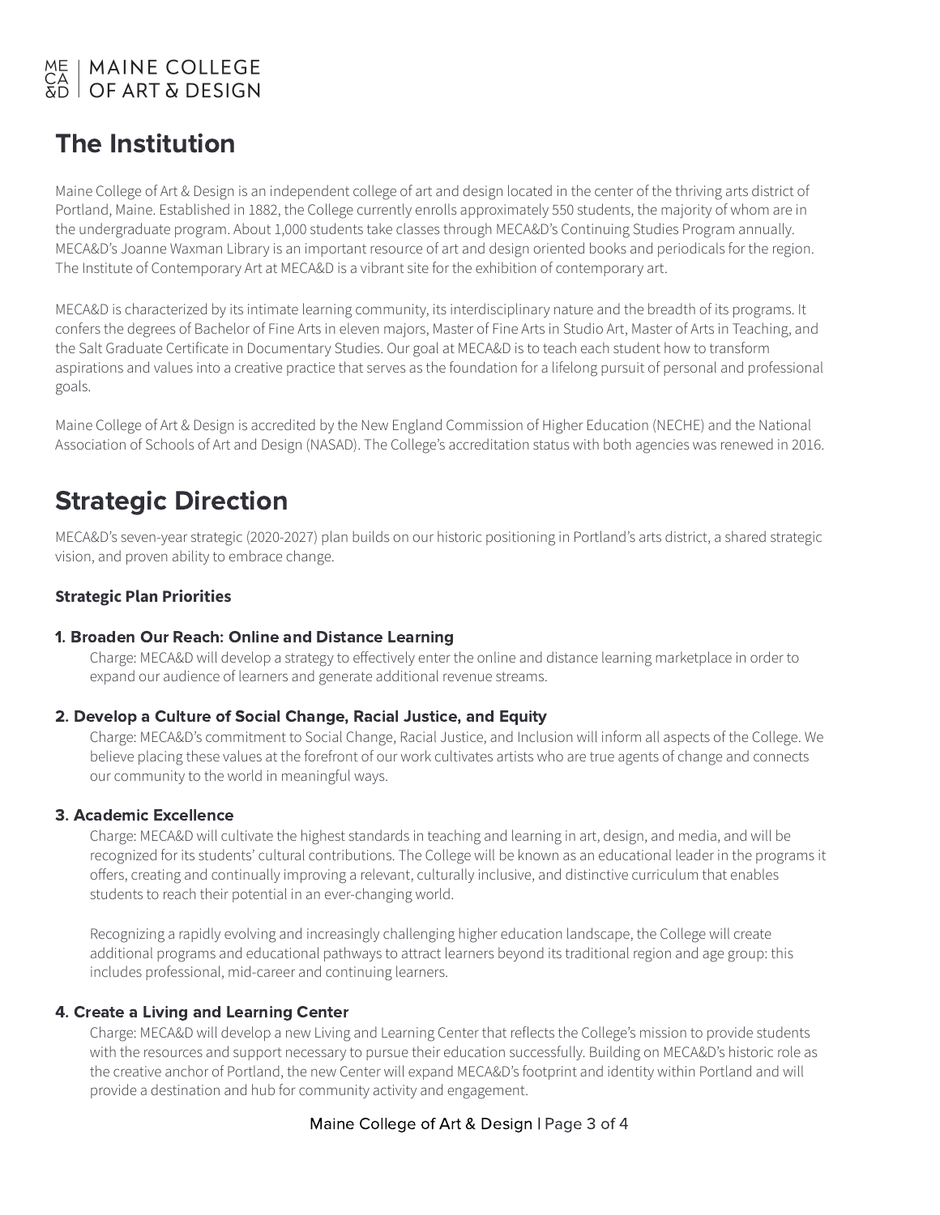# The Institution

Maine College of Art & Design is an independent college of art and design located in the center of the thriving arts district of Portland, Maine. Established in 1882, the College currently enrolls approximately 550 students, the majority of whom are in the undergraduate program. About 1,000 students take classes through MECA&D's Continuing Studies Program annually. MECA&D's Joanne Waxman Library is an important resource of art and design oriented books and periodicals for the region. The Institute of Contemporary Art at MECA&D is a vibrant site for the exhibition of contemporary art.

MECA&D is characterized by its intimate learning community, its interdisciplinary nature and the breadth of its programs. It confers the degrees of Bachelor of Fine Arts in eleven majors, Master of Fine Arts in Studio Art, Master of Arts in Teaching, and the Salt Graduate Certificate in Documentary Studies. Our goal at MECA&D is to teach each student how to transform aspirations and values into a creative practice that serves as the foundation for a lifelong pursuit of personal and professional goals.

Maine College of Art & Design is accredited by the New England Commission of Higher Education (NECHE) and the National Association of Schools of Art and Design (NASAD). The College's accreditation status with both agencies was renewed in 2016.

# Strategic Direction

MECA&D's seven-year strategic (2020-2027) plan builds on our historic positioning in Portland's arts district, a shared strategic vision, and proven ability to embrace change.

### Strategic Plan Priorities

#### 1. Broaden Our Reach: Online and Distance Learning

Charge: MECA&D will develop a strategy to effectively enter the online and distance learning marketplace in order to expand our audience of learners and generate additional revenue streams.

#### 2. Develop a Culture of Social Change, Racial Justice, and Equity

Charge: MECA&D's commitment to Social Change, Racial Justice, and Inclusion will inform all aspects of the College. We believe placing these values at the forefront of our work cultivates artists who are true agents of change and connects our community to the world in meaningful ways.

#### 3. Academic Excellence

Charge: MECA&D will cultivate the highest standards in teaching and learning in art, design, and media, and will be recognized for its students' cultural contributions. The College will be known as an educational leader in the programs it offers, creating and continually improving a relevant, culturally inclusive, and distinctive curriculum that enables students to reach their potential in an ever-changing world.

Recognizing a rapidly evolving and increasingly challenging higher education landscape, the College will create additional programs and educational pathways to attract learners beyond its traditional region and age group: this includes professional, mid-career and continuing learners.

#### 4. Create a Living and Learning Center

Charge: MECA&D will develop a new Living and Learning Center that reflects the College's mission to provide students with the resources and support necessary to pursue their education successfully. Building on MECA&D's historic role as the creative anchor of Portland, the new Center will expand MECA&D's footprint and identity within Portland and will provide a destination and hub for community activity and engagement.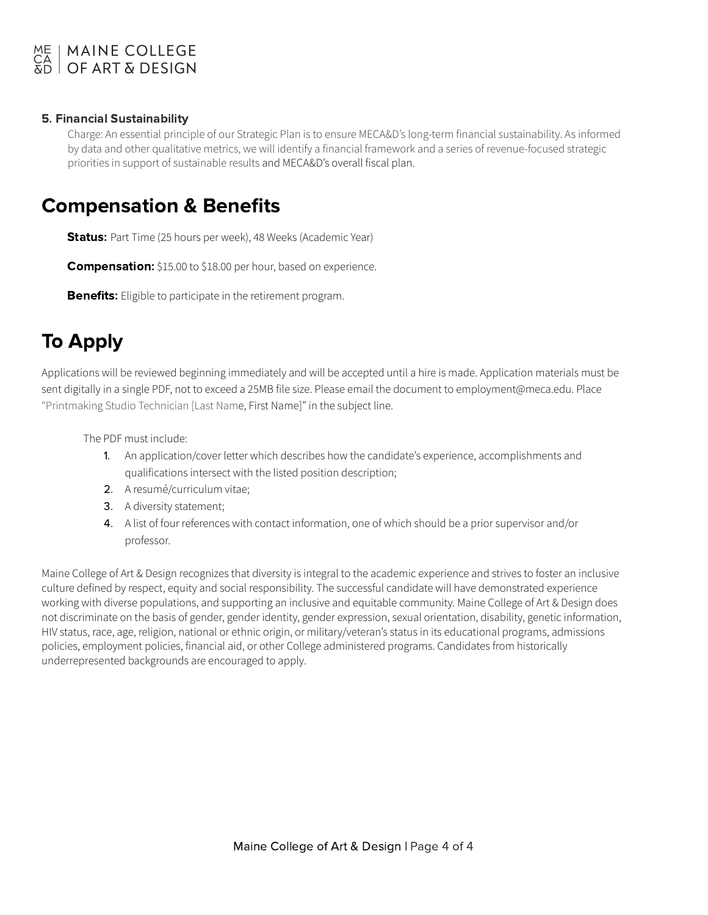**5. Financial Sustainability**

Charge: An essential principle of our Strategic Plan is to ensure MECA&D's long-term financial sustainability. As informed by data and other qualitative metrics, we will identify a financial framework and a series of revenue-focused strategic priorities in support of sustainable results and MECA&D's overall fiscal plan.

# Compensation & Benefits

**Status:** Part Time (25 hours per week), 48 Weeks (Academic Year)

**Compensation:** $15.00 to $18.00 per hour, based on experience.

**Benefits:** Eligible to participate in the retirement program.

# To Apply

Applications will be reviewed beginning immediately and will be accepted until a hire is made. Application materials must be sent digitally in a single PDF, not to exceed a 25MB file size. Please email the document to employment@meca.edu. Place "Printmaking Studio Technician [Last Name, First Name]" in the subject line.

The PDF must include:

1. An application/cover letter which describes how the candidate's experience, accomplishments and qualifications intersect with the listed position description;
2. A resumé/curriculum vitae;
3. A diversity statement;
4. A list of four references with contact information, one of which should be a prior supervisor and/or professor.

Maine College of Art & Design recognizes that diversity is integral to the academic experience and strives to foster an inclusive culture defined by respect, equity and social responsibility. The successful candidate will have demonstrated experience working with diverse populations, and supporting an inclusive and equitable community. Maine College of Art & Design does not discriminate on the basis of gender, gender identity, gender expression, sexual orientation, disability, genetic information, HIV status, race, age, religion, national or ethnic origin, or military/veteran's status in its educational programs, admissions policies, employment policies, financial aid, or other College administered programs. Candidates from historically underrepresented backgrounds are encouraged to apply.